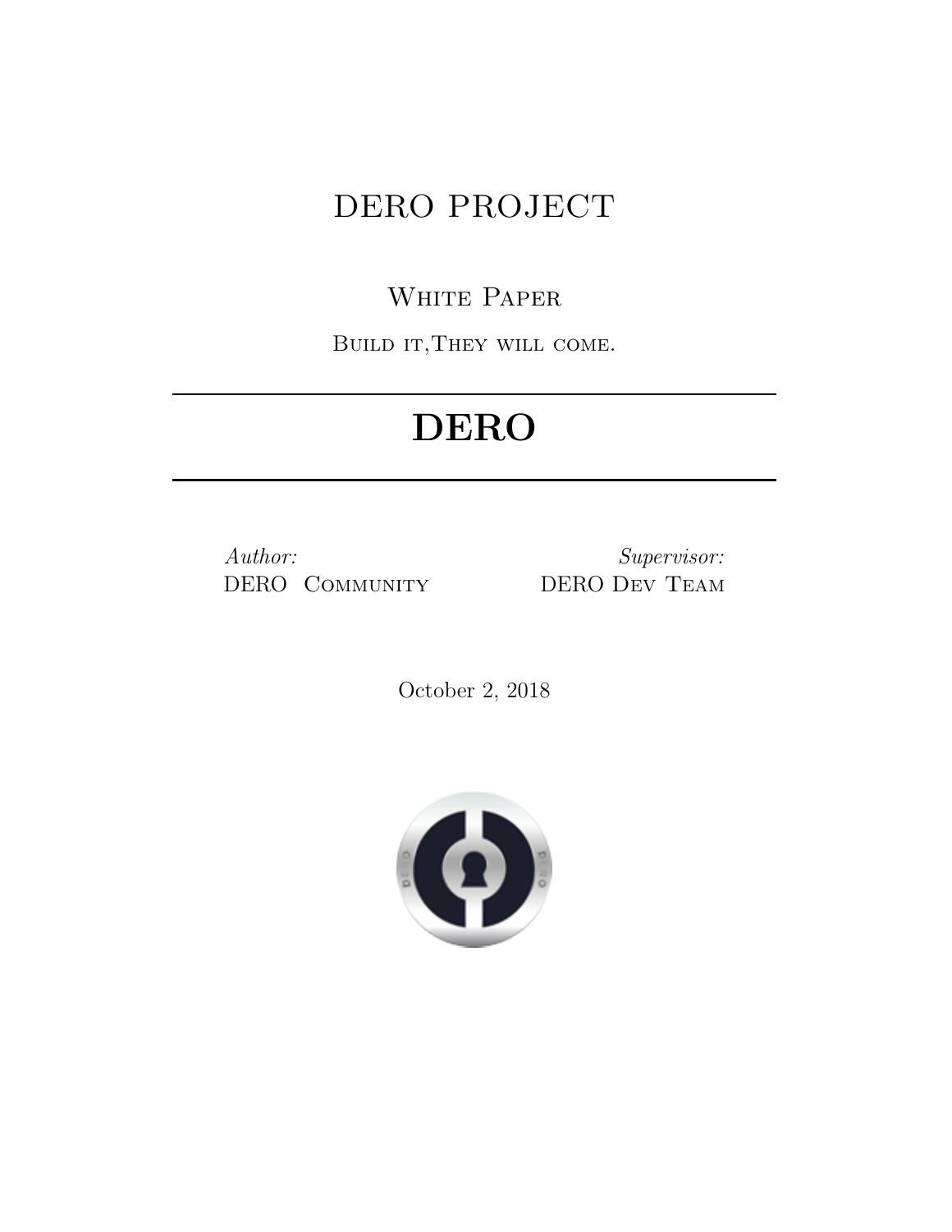# DERO PROJECT

White Paper

Build it,They will come.

---

# **DERO**

---

*Author:*
DERO Community

*Supervisor:*
DERO Dev Team

October 2, 2018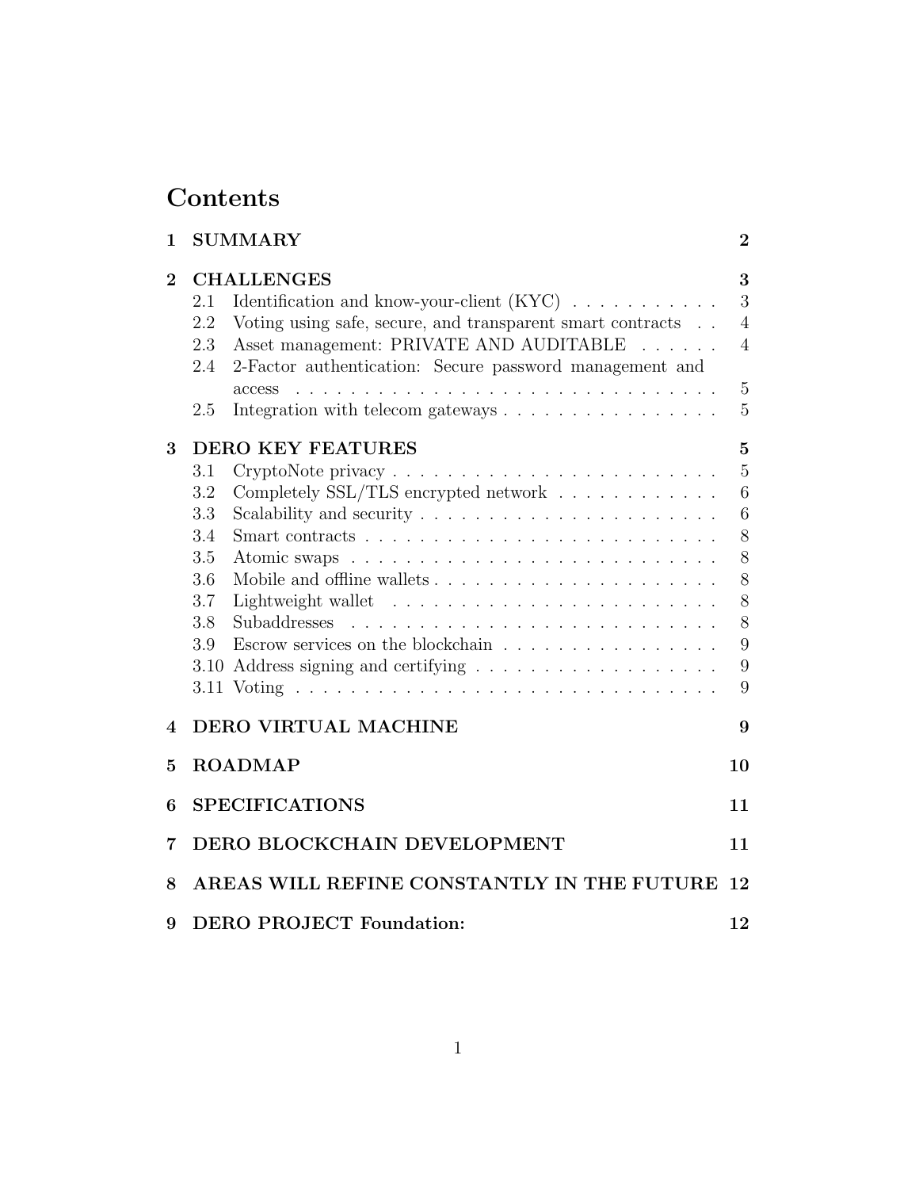# Contents

**1 SUMMARY** **2**

**2 CHALLENGES** **3**

- 2.1 Identification and know-your-client (KYC) . . . . . . . . . . . 3
- 2.2 Voting using safe, secure, and transparent smart contracts . . 4
- 2.3 Asset management: PRIVATE AND AUDITABLE . . . . . . 4
- 2.4 2-Factor authentication: Secure password management and access . . . . . . . . . . . . . . . . . . . . . . . . . . . . . . . 5
- 2.5 Integration with telecom gateways . . . . . . . . . . . . . . . . 5

**3 DERO KEY FEATURES** **5**

- 3.1 CryptoNote privacy . . . . . . . . . . . . . . . . . . . . . . . . 5
- 3.2 Completely SSL/TLS encrypted network . . . . . . . . . . . . 6
- 3.3 Scalability and security . . . . . . . . . . . . . . . . . . . . . . 6
- 3.4 Smart contracts . . . . . . . . . . . . . . . . . . . . . . . . . . 8
- 3.5 Atomic swaps . . . . . . . . . . . . . . . . . . . . . . . . . . . 8
- 3.6 Mobile and offline wallets . . . . . . . . . . . . . . . . . . . . . 8
- 3.7 Lightweight wallet . . . . . . . . . . . . . . . . . . . . . . . . 8
- 3.8 Subaddresses . . . . . . . . . . . . . . . . . . . . . . . . . . . 8
- 3.9 Escrow services on the blockchain . . . . . . . . . . . . . . . . 9
- 3.10 Address signing and certifying . . . . . . . . . . . . . . . . . . 9
- 3.11 Voting . . . . . . . . . . . . . . . . . . . . . . . . . . . . . . . 9

**4 DERO VIRTUAL MACHINE** **9**

**5 ROADMAP** **10**

**6 SPECIFICATIONS** **11**

**7 DERO BLOCKCHAIN DEVELOPMENT** **11**

**8 AREAS WILL REFINE CONSTANTLY IN THE FUTURE** **12**

**9 DERO PROJECT Foundation:** **12**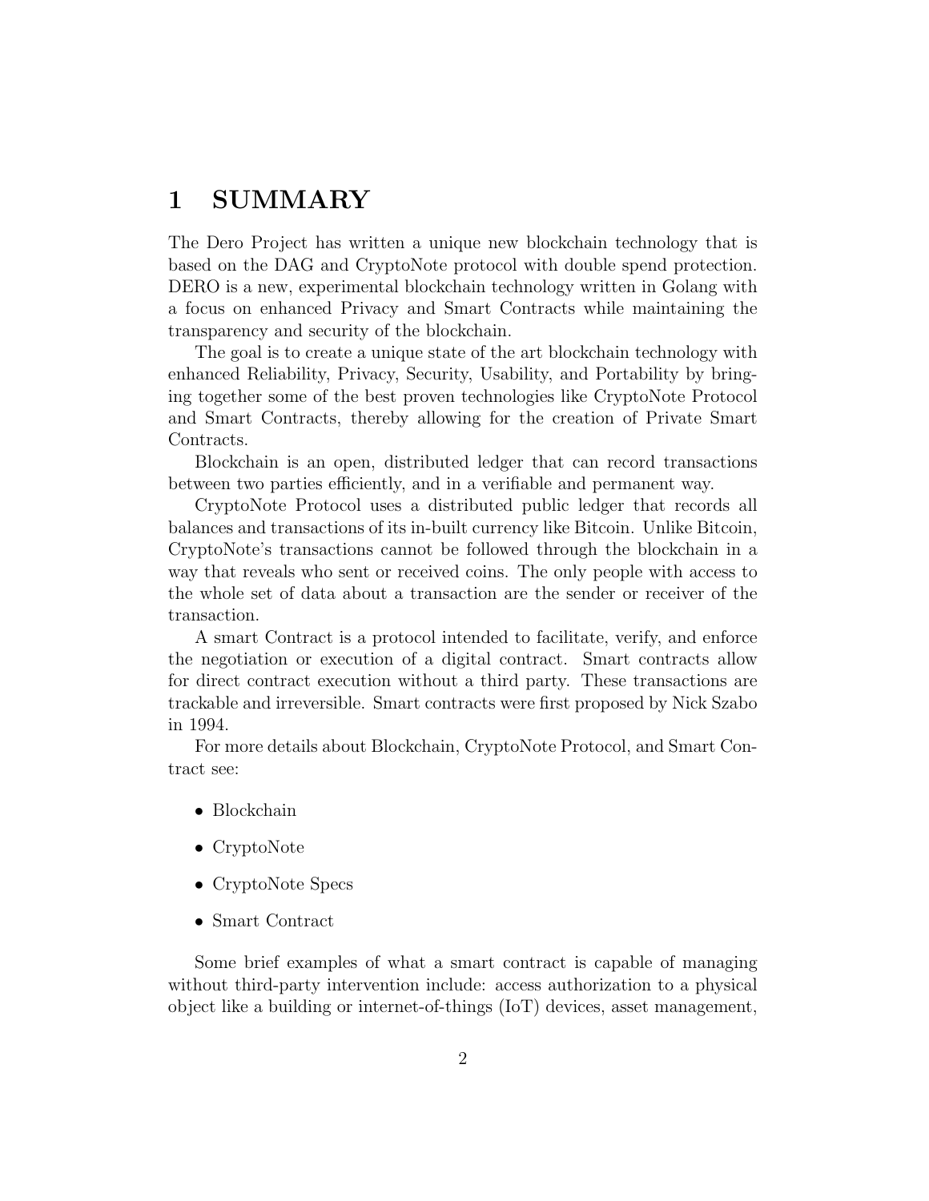# 1 SUMMARY

The Dero Project has written a unique new blockchain technology that is based on the DAG and CryptoNote protocol with double spend protection. DERO is a new, experimental blockchain technology written in Golang with a focus on enhanced Privacy and Smart Contracts while maintaining the transparency and security of the blockchain.

The goal is to create a unique state of the art blockchain technology with enhanced Reliability, Privacy, Security, Usability, and Portability by bringing together some of the best proven technologies like CryptoNote Protocol and Smart Contracts, thereby allowing for the creation of Private Smart Contracts.

Blockchain is an open, distributed ledger that can record transactions between two parties efficiently, and in a verifiable and permanent way.

CryptoNote Protocol uses a distributed public ledger that records all balances and transactions of its in-built currency like Bitcoin. Unlike Bitcoin, CryptoNote's transactions cannot be followed through the blockchain in a way that reveals who sent or received coins. The only people with access to the whole set of data about a transaction are the sender or receiver of the transaction.

A smart Contract is a protocol intended to facilitate, verify, and enforce the negotiation or execution of a digital contract. Smart contracts allow for direct contract execution without a third party. These transactions are trackable and irreversible. Smart contracts were first proposed by Nick Szabo in 1994.

For more details about Blockchain, CryptoNote Protocol, and Smart Contract see:

- Blockchain
- CryptoNote
- CryptoNote Specs
- Smart Contract

Some brief examples of what a smart contract is capable of managing without third-party intervention include: access authorization to a physical object like a building or internet-of-things (IoT) devices, asset management,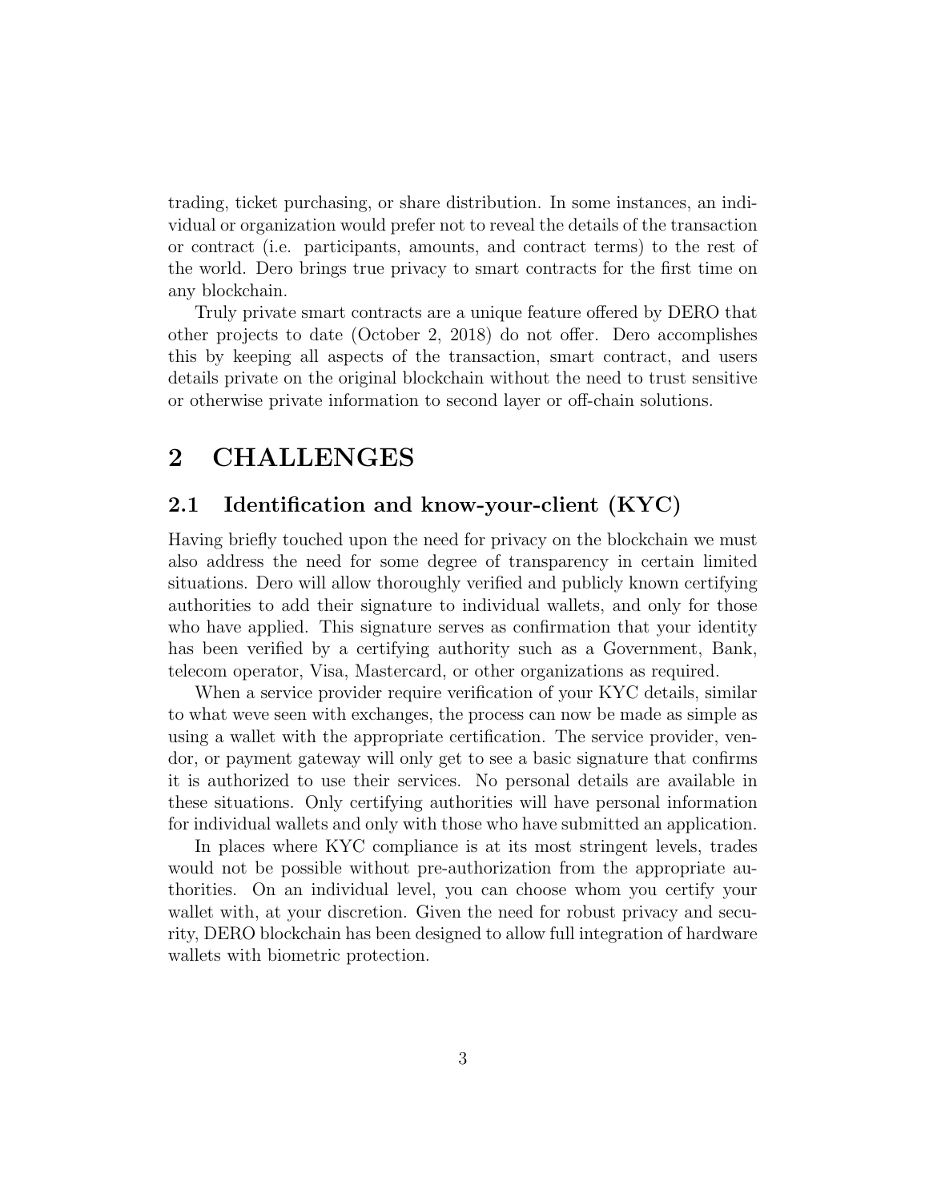trading, ticket purchasing, or share distribution. In some instances, an individual or organization would prefer not to reveal the details of the transaction or contract (i.e. participants, amounts, and contract terms) to the rest of the world. Dero brings true privacy to smart contracts for the first time on any blockchain.

Truly private smart contracts are a unique feature offered by DERO that other projects to date (October 2, 2018) do not offer. Dero accomplishes this by keeping all aspects of the transaction, smart contract, and users details private on the original blockchain without the need to trust sensitive or otherwise private information to second layer or off-chain solutions.

# 2 CHALLENGES

## 2.1 Identification and know-your-client (KYC)

Having briefly touched upon the need for privacy on the blockchain we must also address the need for some degree of transparency in certain limited situations. Dero will allow thoroughly verified and publicly known certifying authorities to add their signature to individual wallets, and only for those who have applied. This signature serves as confirmation that your identity has been verified by a certifying authority such as a Government, Bank, telecom operator, Visa, Mastercard, or other organizations as required.

When a service provider require verification of your KYC details, similar to what weve seen with exchanges, the process can now be made as simple as using a wallet with the appropriate certification. The service provider, vendor, or payment gateway will only get to see a basic signature that confirms it is authorized to use their services. No personal details are available in these situations. Only certifying authorities will have personal information for individual wallets and only with those who have submitted an application.

In places where KYC compliance is at its most stringent levels, trades would not be possible without pre-authorization from the appropriate authorities. On an individual level, you can choose whom you certify your wallet with, at your discretion. Given the need for robust privacy and security, DERO blockchain has been designed to allow full integration of hardware wallets with biometric protection.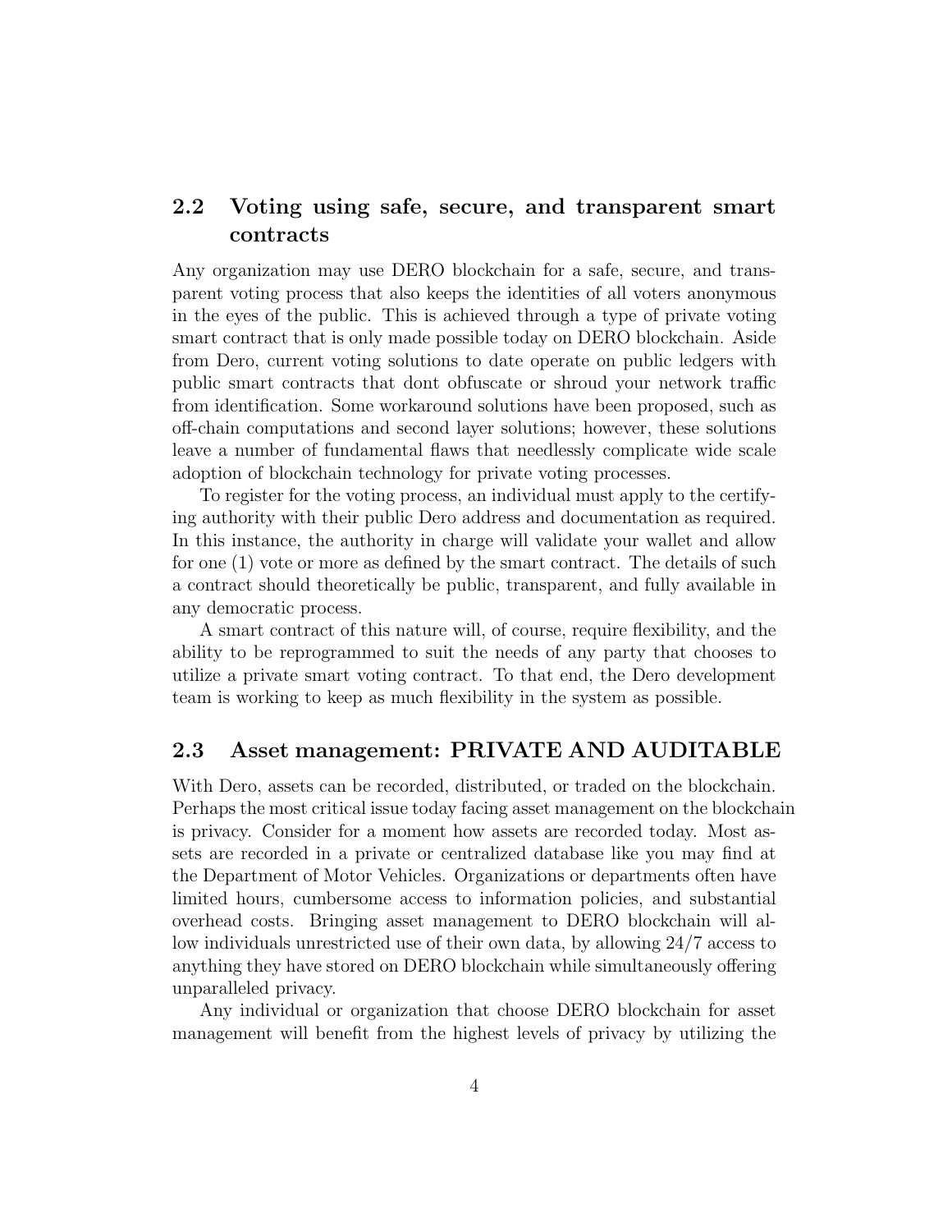## 2.2 Voting using safe, secure, and transparent smart contracts

Any organization may use DERO blockchain for a safe, secure, and transparent voting process that also keeps the identities of all voters anonymous in the eyes of the public. This is achieved through a type of private voting smart contract that is only made possible today on DERO blockchain. Aside from Dero, current voting solutions to date operate on public ledgers with public smart contracts that dont obfuscate or shroud your network traffic from identification. Some workaround solutions have been proposed, such as off-chain computations and second layer solutions; however, these solutions leave a number of fundamental flaws that needlessly complicate wide scale adoption of blockchain technology for private voting processes.

To register for the voting process, an individual must apply to the certifying authority with their public Dero address and documentation as required. In this instance, the authority in charge will validate your wallet and allow for one (1) vote or more as defined by the smart contract. The details of such a contract should theoretically be public, transparent, and fully available in any democratic process.

A smart contract of this nature will, of course, require flexibility, and the ability to be reprogrammed to suit the needs of any party that chooses to utilize a private smart voting contract. To that end, the Dero development team is working to keep as much flexibility in the system as possible.

## 2.3 Asset management: PRIVATE AND AUDITABLE

With Dero, assets can be recorded, distributed, or traded on the blockchain. Perhaps the most critical issue today facing asset management on the blockchain is privacy. Consider for a moment how assets are recorded today. Most assets are recorded in a private or centralized database like you may find at the Department of Motor Vehicles. Organizations or departments often have limited hours, cumbersome access to information policies, and substantial overhead costs. Bringing asset management to DERO blockchain will allow individuals unrestricted use of their own data, by allowing 24/7 access to anything they have stored on DERO blockchain while simultaneously offering unparalleled privacy.

Any individual or organization that choose DERO blockchain for asset management will benefit from the highest levels of privacy by utilizing the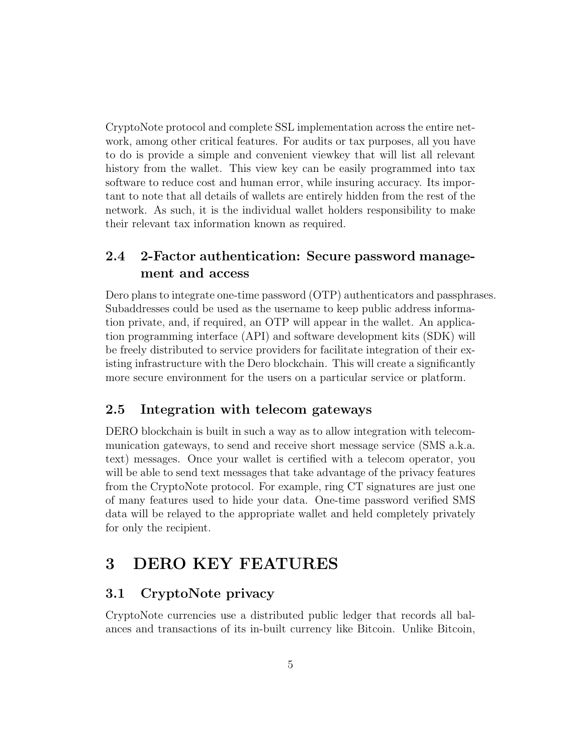CryptoNote protocol and complete SSL implementation across the entire network, among other critical features. For audits or tax purposes, all you have to do is provide a simple and convenient viewkey that will list all relevant history from the wallet. This view key can be easily programmed into tax software to reduce cost and human error, while insuring accuracy. Its important to note that all details of wallets are entirely hidden from the rest of the network. As such, it is the individual wallet holders responsibility to make their relevant tax information known as required.

### 2.4 2-Factor authentication: Secure password management and access

Dero plans to integrate one-time password (OTP) authenticators and passphrases. Subaddresses could be used as the username to keep public address information private, and, if required, an OTP will appear in the wallet. An application programming interface (API) and software development kits (SDK) will be freely distributed to service providers for facilitate integration of their existing infrastructure with the Dero blockchain. This will create a significantly more secure environment for the users on a particular service or platform.

### 2.5 Integration with telecom gateways

DERO blockchain is built in such a way as to allow integration with telecommunication gateways, to send and receive short message service (SMS a.k.a. text) messages. Once your wallet is certified with a telecom operator, you will be able to send text messages that take advantage of the privacy features from the CryptoNote protocol. For example, ring CT signatures are just one of many features used to hide your data. One-time password verified SMS data will be relayed to the appropriate wallet and held completely privately for only the recipient.

## 3 DERO KEY FEATURES

### 3.1 CryptoNote privacy

CryptoNote currencies use a distributed public ledger that records all balances and transactions of its in-built currency like Bitcoin. Unlike Bitcoin,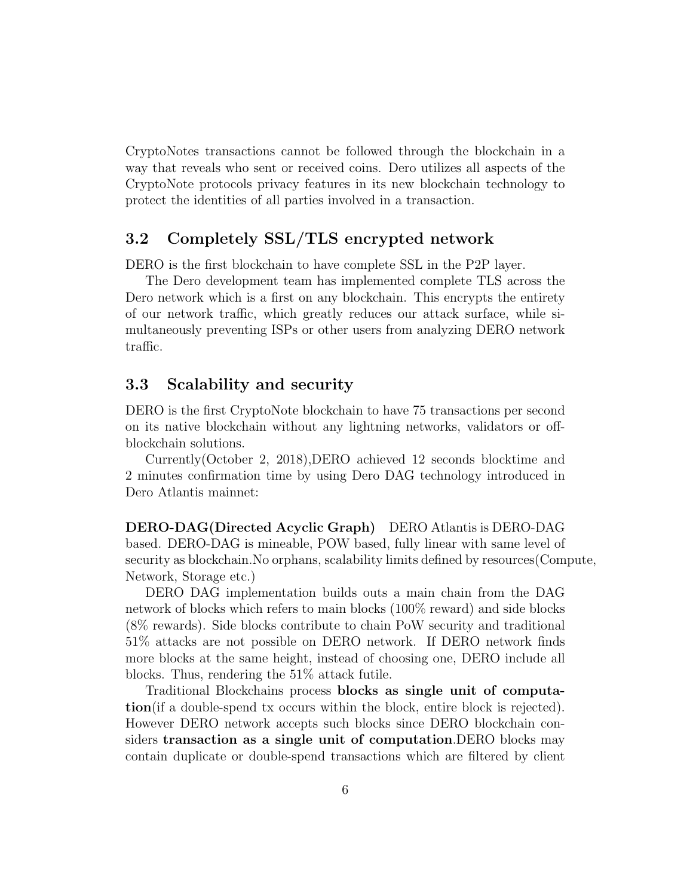CryptoNotes transactions cannot be followed through the blockchain in a way that reveals who sent or received coins. Dero utilizes all aspects of the CryptoNote protocols privacy features in its new blockchain technology to protect the identities of all parties involved in a transaction.

## 3.2 Completely SSL/TLS encrypted network

DERO is the first blockchain to have complete SSL in the P2P layer.

The Dero development team has implemented complete TLS across the Dero network which is a first on any blockchain. This encrypts the entirety of our network traffic, which greatly reduces our attack surface, while simultaneously preventing ISPs or other users from analyzing DERO network traffic.

## 3.3 Scalability and security

DERO is the first CryptoNote blockchain to have 75 transactions per second on its native blockchain without any lightning networks, validators or off-blockchain solutions.

Currently(October 2, 2018),DERO achieved 12 seconds blocktime and 2 minutes confirmation time by using Dero DAG technology introduced in Dero Atlantis mainnet:

**DERO-DAG(Directed Acyclic Graph)** DERO Atlantis is DERO-DAG based. DERO-DAG is mineable, POW based, fully linear with same level of security as blockchain.No orphans, scalability limits defined by resources(Compute, Network, Storage etc.)

DERO DAG implementation builds outs a main chain from the DAG network of blocks which refers to main blocks (100% reward) and side blocks (8% rewards). Side blocks contribute to chain PoW security and traditional 51% attacks are not possible on DERO network. If DERO network finds more blocks at the same height, instead of choosing one, DERO include all blocks. Thus, rendering the 51% attack futile.

Traditional Blockchains process **blocks as single unit of computation**(if a double-spend tx occurs within the block, entire block is rejected). However DERO network accepts such blocks since DERO blockchain considers **transaction as a single unit of computation**.DERO blocks may contain duplicate or double-spend transactions which are filtered by client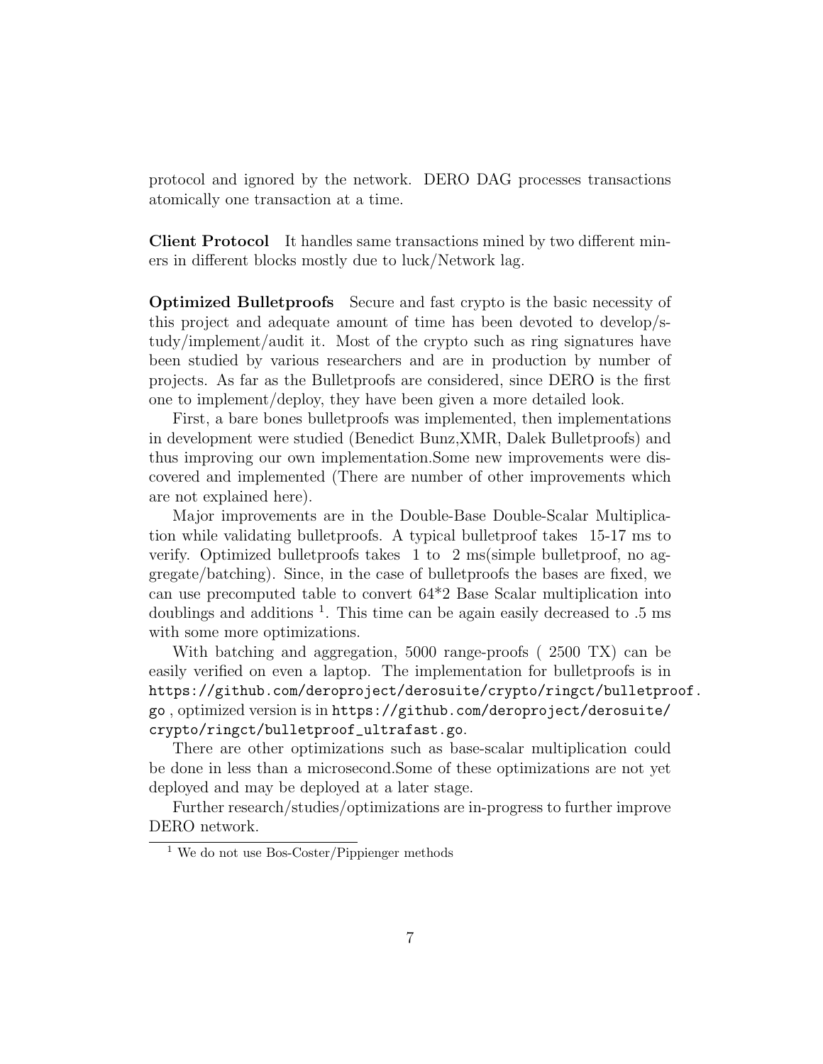protocol and ignored by the network. DERO DAG processes transactions atomically one transaction at a time.

**Client Protocol** It handles same transactions mined by two different miners in different blocks mostly due to luck/Network lag.

**Optimized Bulletproofs** Secure and fast crypto is the basic necessity of this project and adequate amount of time has been devoted to develop/study/implement/audit it. Most of the crypto such as ring signatures have been studied by various researchers and are in production by number of projects. As far as the Bulletproofs are considered, since DERO is the first one to implement/deploy, they have been given a more detailed look.

First, a bare bones bulletproofs was implemented, then implementations in development were studied (Benedict Bunz,XMR, Dalek Bulletproofs) and thus improving our own implementation.Some new improvements were discovered and implemented (There are number of other improvements which are not explained here).

Major improvements are in the Double-Base Double-Scalar Multiplication while validating bulletproofs. A typical bulletproof takes 15-17 ms to verify. Optimized bulletproofs takes 1 to 2 ms(simple bulletproof, no aggregate/batching). Since, in the case of bulletproofs the bases are fixed, we can use precomputed table to convert 64*2 Base Scalar multiplication into doublings and additions [1]. This time can be again easily decreased to .5 ms with some more optimizations.

With batching and aggregation, 5000 range-proofs ( 2500 TX) can be easily verified on even a laptop. The implementation for bulletproofs is in `https://github.com/deroproject/derosuite/crypto/ringct/bulletproof.go` , optimized version is in `https://github.com/deroproject/derosuite/crypto/ringct/bulletproof_ultrafast.go`.

There are other optimizations such as base-scalar multiplication could be done in less than a microsecond.Some of these optimizations are not yet deployed and may be deployed at a later stage.

Further research/studies/optimizations are in-progress to further improve DERO network.

[1] We do not use Bos-Coster/Pippienger methods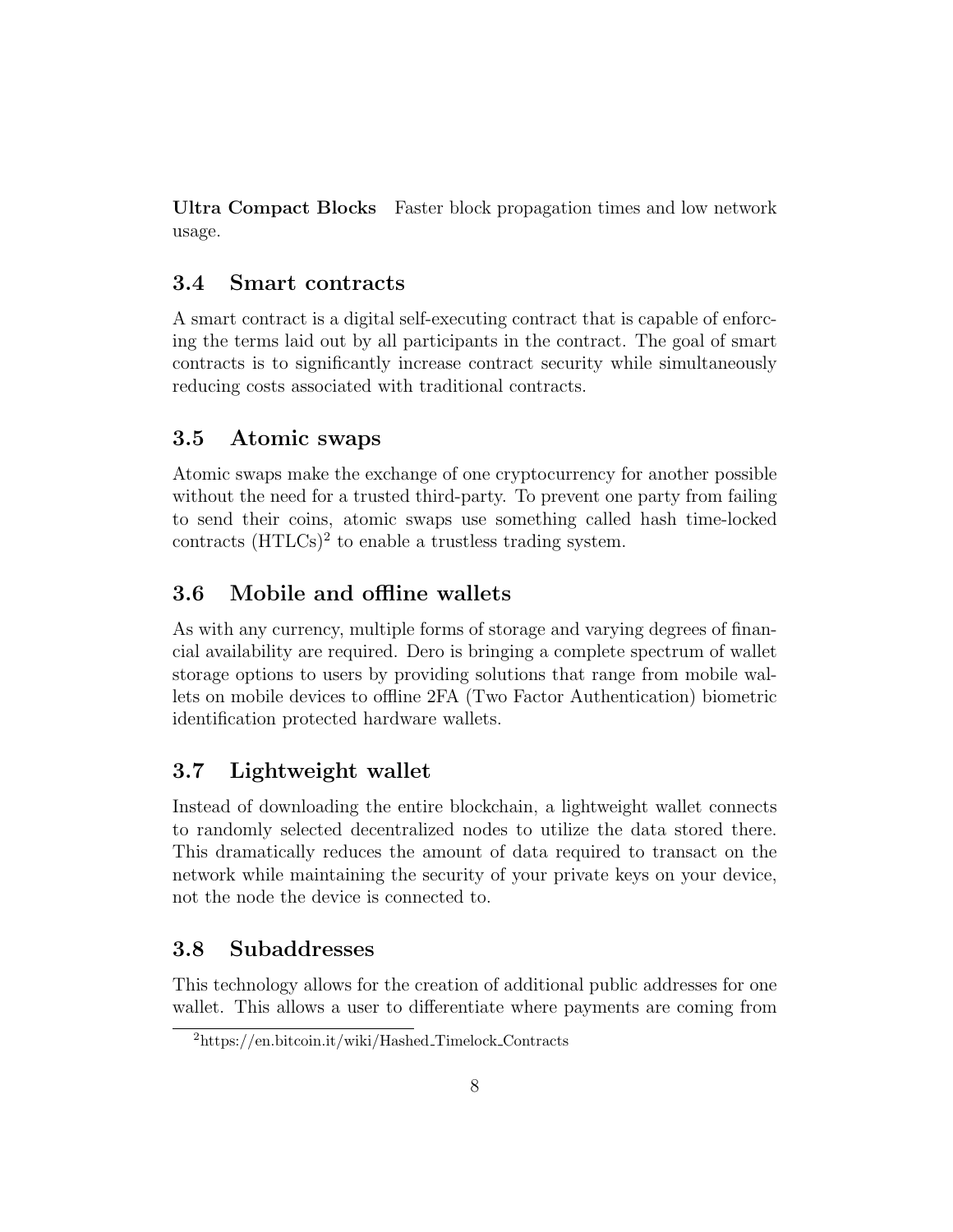**Ultra Compact Blocks** Faster block propagation times and low network usage.

### 3.4 Smart contracts

A smart contract is a digital self-executing contract that is capable of enforcing the terms laid out by all participants in the contract. The goal of smart contracts is to significantly increase contract security while simultaneously reducing costs associated with traditional contracts.

### 3.5 Atomic swaps

Atomic swaps make the exchange of one cryptocurrency for another possible without the need for a trusted third-party. To prevent one party from failing to send their coins, atomic swaps use something called hash time-locked contracts (HTLCs)[2] to enable a trustless trading system.

### 3.6 Mobile and offline wallets

As with any currency, multiple forms of storage and varying degrees of financial availability are required. Dero is bringing a complete spectrum of wallet storage options to users by providing solutions that range from mobile wallets on mobile devices to offline 2FA (Two Factor Authentication) biometric identification protected hardware wallets.

### 3.7 Lightweight wallet

Instead of downloading the entire blockchain, a lightweight wallet connects to randomly selected decentralized nodes to utilize the data stored there. This dramatically reduces the amount of data required to transact on the network while maintaining the security of your private keys on your device, not the node the device is connected to.

### 3.8 Subaddresses

This technology allows for the creation of additional public addresses for one wallet. This allows a user to differentiate where payments are coming from

[2] https://en.bitcoin.it/wiki/Hashed_Timelock_Contracts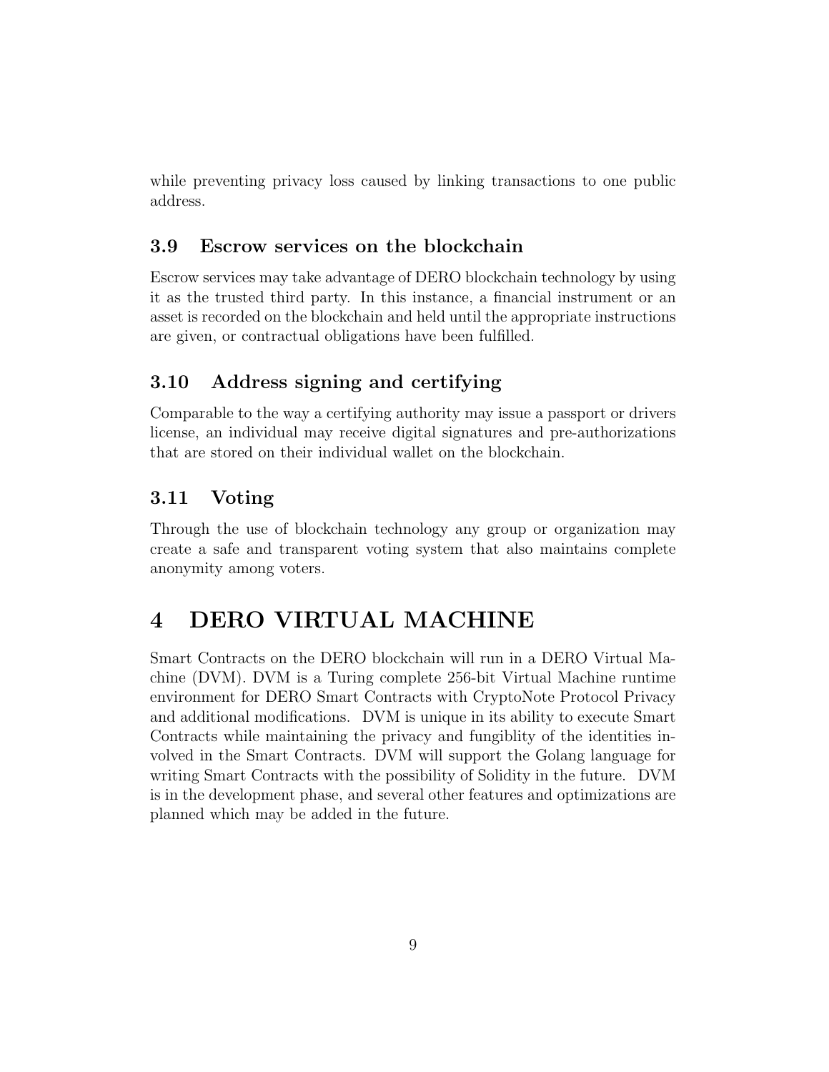while preventing privacy loss caused by linking transactions to one public address.

### 3.9 Escrow services on the blockchain

Escrow services may take advantage of DERO blockchain technology by using it as the trusted third party. In this instance, a financial instrument or an asset is recorded on the blockchain and held until the appropriate instructions are given, or contractual obligations have been fulfilled.

### 3.10 Address signing and certifying

Comparable to the way a certifying authority may issue a passport or drivers license, an individual may receive digital signatures and pre-authorizations that are stored on their individual wallet on the blockchain.

### 3.11 Voting

Through the use of blockchain technology any group or organization may create a safe and transparent voting system that also maintains complete anonymity among voters.

## 4 DERO VIRTUAL MACHINE

Smart Contracts on the DERO blockchain will run in a DERO Virtual Machine (DVM). DVM is a Turing complete 256-bit Virtual Machine runtime environment for DERO Smart Contracts with CryptoNote Protocol Privacy and additional modifications. DVM is unique in its ability to execute Smart Contracts while maintaining the privacy and fungiblity of the identities involved in the Smart Contracts. DVM will support the Golang language for writing Smart Contracts with the possibility of Solidity in the future. DVM is in the development phase, and several other features and optimizations are planned which may be added in the future.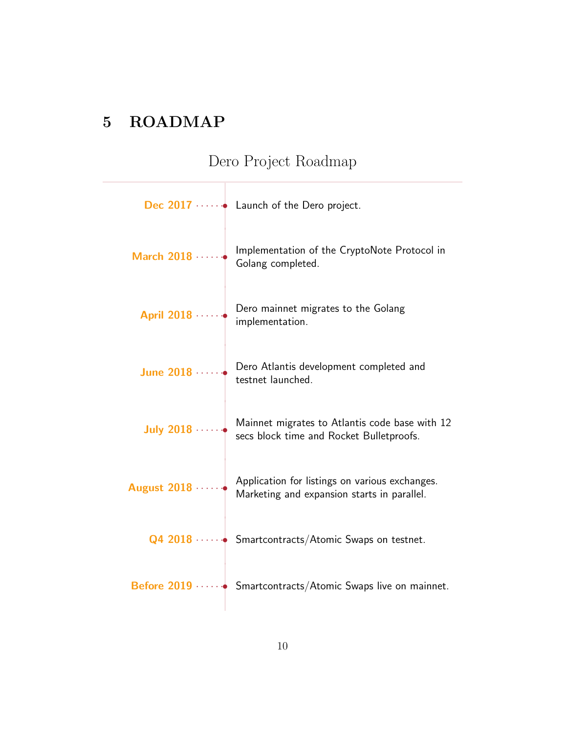# 5 ROADMAP

## Dero Project Roadmap

- **Dec 2017** — Launch of the Dero project.
- **March 2018** — Implementation of the CryptoNote Protocol in Golang completed.
- **April 2018** — Dero mainnet migrates to the Golang implementation.
- **June 2018** — Dero Atlantis development completed and testnet launched.
- **July 2018** — Mainnet migrates to Atlantis code base with 12 secs block time and Rocket Bulletproofs.
- **August 2018** — Application for listings on various exchanges. Marketing and expansion starts in parallel.
- **Q4 2018** — Smartcontracts/Atomic Swaps on testnet.
- **Before 2019** — Smartcontracts/Atomic Swaps live on mainnet.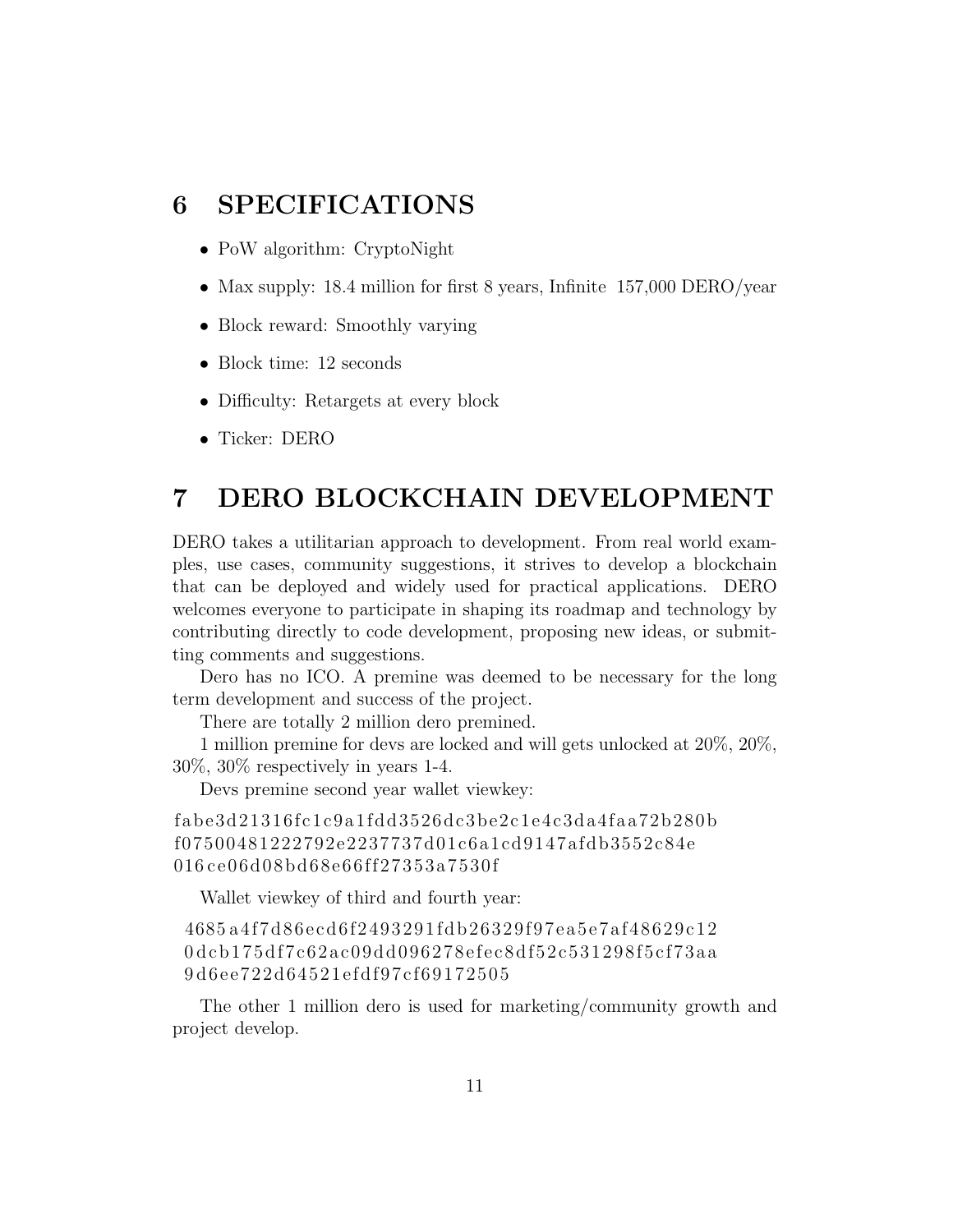# 6 SPECIFICATIONS

- PoW algorithm: CryptoNight
- Max supply: 18.4 million for first 8 years, Infinite 157,000 DERO/year
- Block reward: Smoothly varying
- Block time: 12 seconds
- Difficulty: Retargets at every block
- Ticker: DERO

# 7 DERO BLOCKCHAIN DEVELOPMENT

DERO takes a utilitarian approach to development. From real world examples, use cases, community suggestions, it strives to develop a blockchain that can be deployed and widely used for practical applications. DERO welcomes everyone to participate in shaping its roadmap and technology by contributing directly to code development, proposing new ideas, or submitting comments and suggestions.

Dero has no ICO. A premine was deemed to be necessary for the long term development and success of the project.

There are totally 2 million dero premined.

1 million premine for devs are locked and will gets unlocked at 20%, 20%, 30%, 30% respectively in years 1-4.

Devs premine second year wallet viewkey:

```
fabe3d21316fc1c9a1fdd3526dc3be2c1e4c3da4faa72b280b
f07500481222792e2237737d01c6a1cd9147afdb3552c84e
016ce06d08bd68e66ff27353a7530f
```

Wallet viewkey of third and fourth year:

```
4685a4f7d86ecd6f2493291fdb26329f97ea5e7af48629c12
0dcb175df7c62ac09dd096278efec8df52c531298f5cf73aa
9d6ee722d64521efdf97cf69172505
```

The other 1 million dero is used for marketing/community growth and project develop.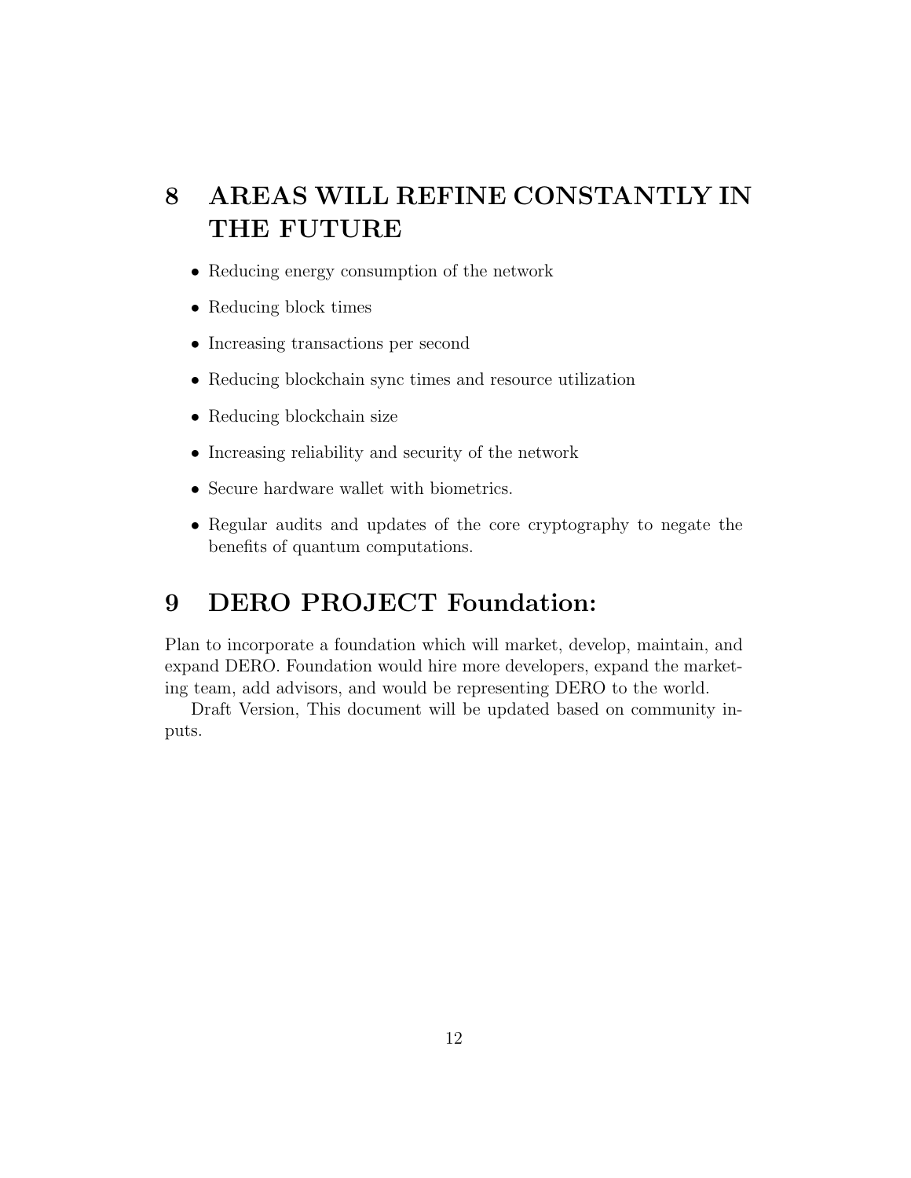## 8 AREAS WILL REFINE CONSTANTLY IN THE FUTURE

- Reducing energy consumption of the network
- Reducing block times
- Increasing transactions per second
- Reducing blockchain sync times and resource utilization
- Reducing blockchain size
- Increasing reliability and security of the network
- Secure hardware wallet with biometrics.
- Regular audits and updates of the core cryptography to negate the benefits of quantum computations.

## 9 DERO PROJECT Foundation:

Plan to incorporate a foundation which will market, develop, maintain, and expand DERO. Foundation would hire more developers, expand the marketing team, add advisors, and would be representing DERO to the world.

Draft Version, This document will be updated based on community inputs.